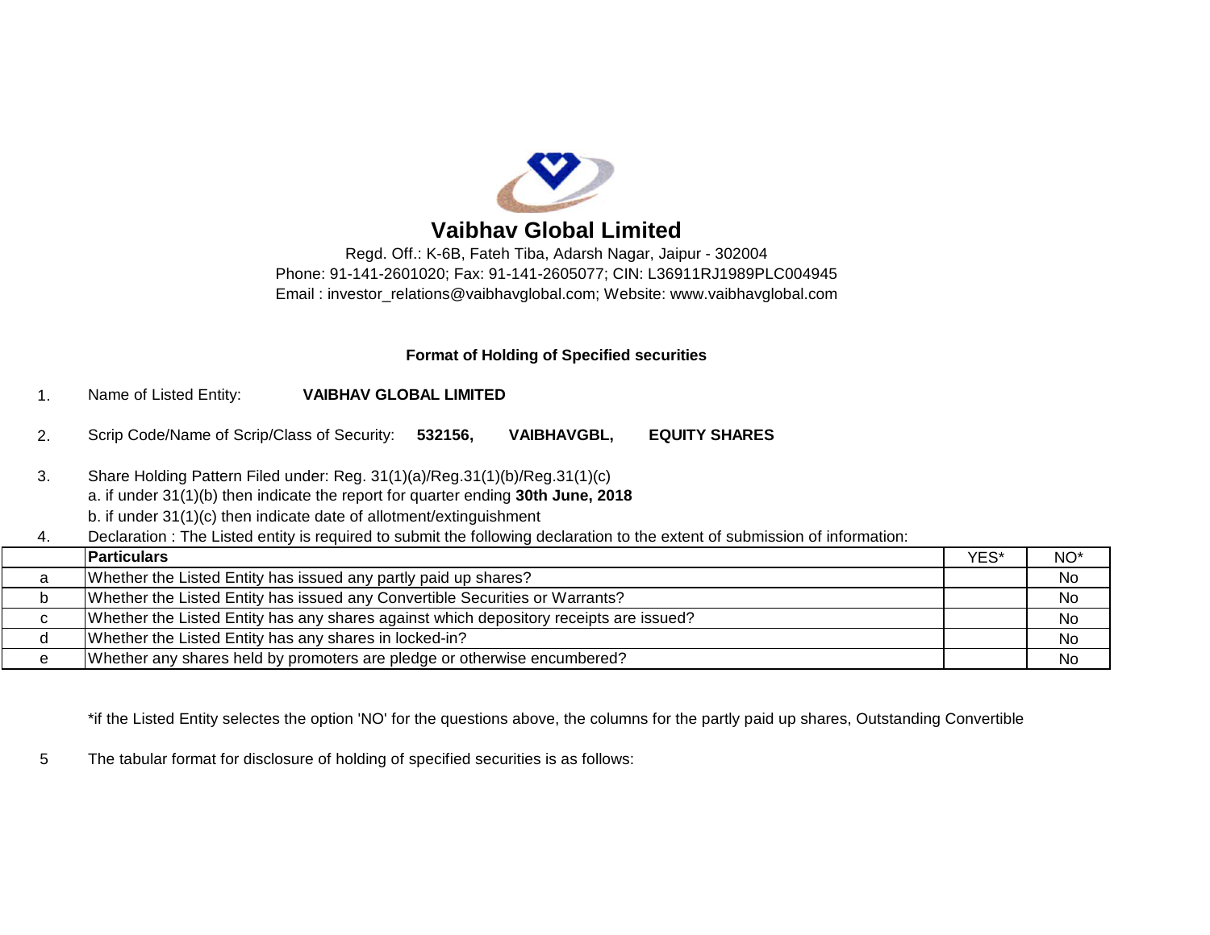# Vaibhav Global Limited

Regd. Off.: K-6B, Fateh Tiba, Adarsh Nagar, Jaipur - 302004
Phone: 91-141-2601020; Fax: 91-141-2605077; CIN: L36911RJ1989PLC004945
Email : investor_relations@vaibhavglobal.com; Website: www.vaibhavglobal.com

**Format of Holding of Specified securities**

1. Name of Listed Entity: **VAIBHAV GLOBAL LIMITED**

2. Scrip Code/Name of Scrip/Class of Security: **532156, VAIBHAVGBL, EQUITY SHARES**

3. Share Holding Pattern Filed under: Reg. 31(1)(a)/Reg.31(1)(b)/Reg.31(1)(c)
   a. if under 31(1)(b) then indicate the report for quarter ending **30th June, 2018**
   b. if under 31(1)(c) then indicate date of allotment/extinguishment

4. Declaration : The Listed entity is required to submit the following declaration to the extent of submission of information:

| | **Particulars** | YES* | NO* |
|---|---|---|---|
| a | Whether the Listed Entity has issued any partly paid up shares? | | No |
| b | Whether the Listed Entity has issued any Convertible Securities or Warrants? | | No |
| c | Whether the Listed Entity has any shares against which depository receipts are issued? | | No |
| d | Whether the Listed Entity has any shares in locked-in? | | No |
| e | Whether any shares held by promoters are pledge or otherwise encumbered? | | No |

*if the Listed Entity selectes the option 'NO' for the questions above, the columns for the partly paid up shares, Outstanding Convertible

5 The tabular format for disclosure of holding of specified securities is as follows: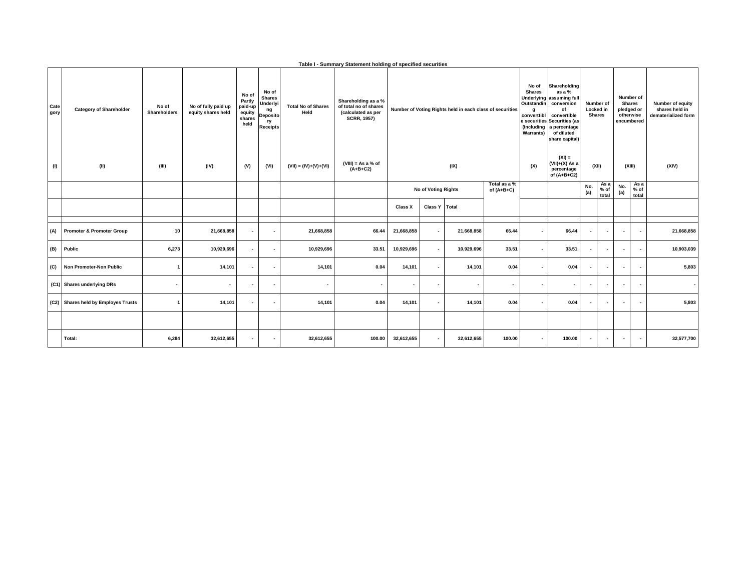**Table I - Summary Statement holding of specified securities**

| Category | Category of Shareholder | No of Shareholders | No of fully paid up equity shares held | No of Partly paid-up equity shares held | No of Shares Underlying Depository Receipts | Total No of Shares Held | Shareholding as a % of total no of shares (calculated as per SCRR, 1957) | Number of Voting Rights held in each class of securities | | | | No of Shares Underlying Outstanding converttible securities (Including Warrants) | Shareholding as a % assuming full conversion of convertible Securities (as a percentage of diluted share capital) | Number of Locked in Shares | | Number of Shares pledged or otherwise encumbered | | Number of equity shares held in dematerialized form |
|---|---|---|---|---|---|---|---|---|---|---|---|---|---|---|---|---|---|---|
| (I) | (II) | (III) | (IV) | (V) | (VI) | (VII) = (IV)+(V)+(VI) | (VIII) = As a % of (A+B+C2) | (IX) | | | | (X) | (XI) = (VII)+(X) As a percentage of (A+B+C2) | (XII) | | (XIII) | | (XIV) |
| | | | | | | | | No of Voting Rights | | | Total as a % of (A+B+C) | | | No. (a) | As a % of total | No. (a) | As a % of total | |
| | | | | | | | | Class X | Class Y | Total | | | | | | | | |
| (A) | Promoter & Promoter Group | 10 | 21,668,858 | - | - | 21,668,858 | 66.44 | 21,668,858 | - | 21,668,858 | 66.44 | - | 66.44 | - | - | - | - | 21,668,858 |
| (B) | Public | 6,273 | 10,929,696 | - | - | 10,929,696 | 33.51 | 10,929,696 | - | 10,929,696 | 33.51 | - | 33.51 | - | - | - | - | 10,903,039 |
| (C) | Non Promoter-Non Public | 1 | 14,101 | - | - | 14,101 | 0.04 | 14,101 | - | 14,101 | 0.04 | - | 0.04 | - | - | - | - | 5,803 |
| (C1) | Shares underlying DRs | - | - | - | - | - | - | - | - | - | - | - | - | - | - | - | - | - |
| (C2) | Shares held by Employes Trusts | 1 | 14,101 | - | - | 14,101 | 0.04 | 14,101 | - | 14,101 | 0.04 | - | 0.04 | - | - | - | - | 5,803 |
| | | | | | | | | | | | | | | | | | | |
| | Total: | 6,284 | 32,612,655 | - | - | 32,612,655 | 100.00 | 32,612,655 | - | 32,612,655 | 100.00 | - | 100.00 | - | - | - | - | 32,577,700 |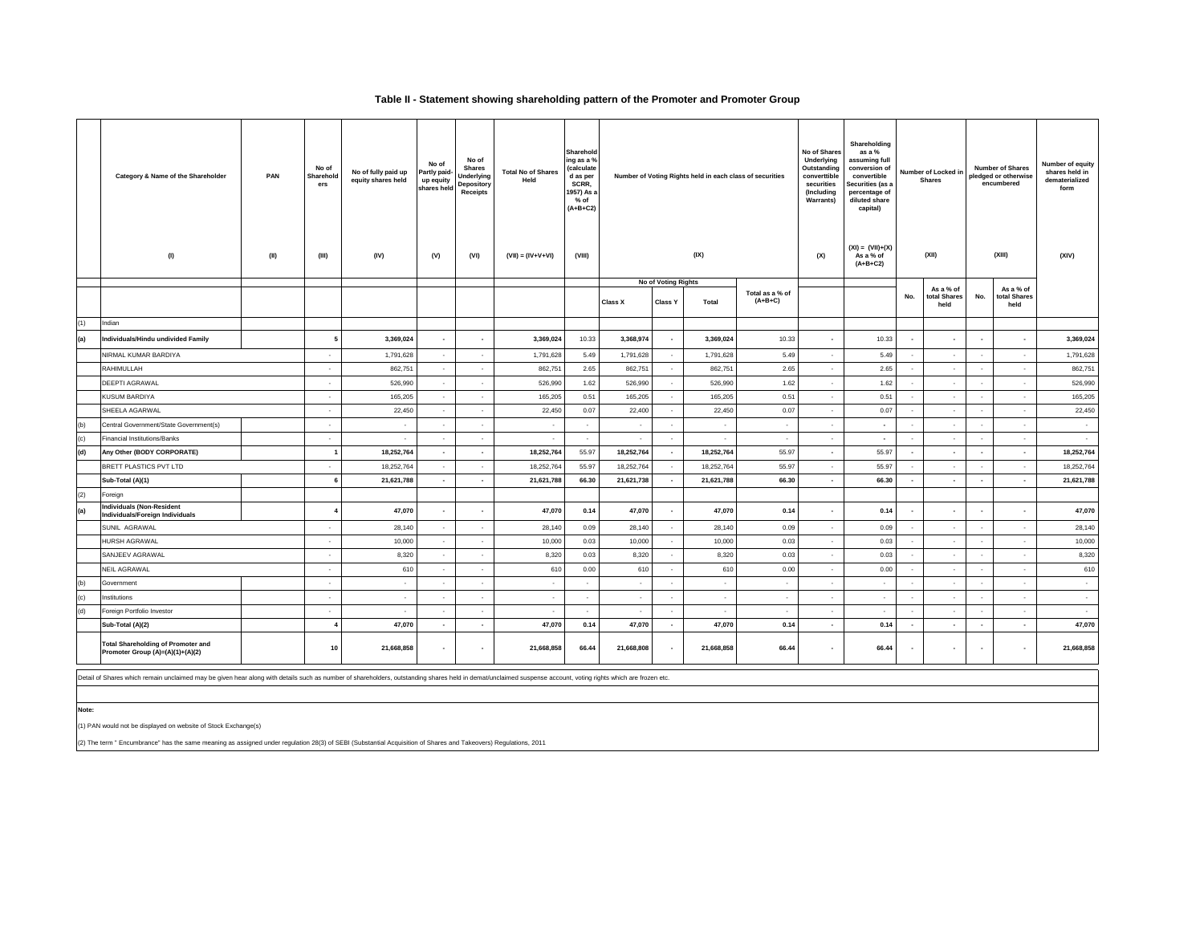# Table II - Statement showing shareholding pattern of the Promoter and Promoter Group

| | Category & Name of the Shareholder | PAN | No of Shareholders | No of fully paid up equity shares held | No of Partly paid-up equity shares held | No of Shares Underlying Depository Receipts | Total No of Shares Held | Shareholding as a % (calculated as per SCRR, 1957) As a % of (A+B+C2) | Number of Voting Rights held in each class of securities | | | | No of Shares Underlying Outstanding converttible securities (Including Warrants) | Shareholding as a % assuming full conversion of convertible Securities (as a percentage of diluted share capital) | Number of Locked in Shares | | Number of Shares pledged or otherwise encumbered | | Number of equity shares held in dematerialized form |
|---|---|---|---|---|---|---|---|---|---|---|---|---|---|---|---|---|---|---|---|
| | (I) | (II) | (III) | (IV) | (V) | (VI) | (VII) = (IV+V+VI) | (VIII) | (IX) | | | | (X) | (XI) = (VII)+(X) As a % of (A+B+C2) | (XII) | | (XIII) | | (XIV) |
| | | | | | | | | | No of Voting Rights | | | Total as a % of (A+B+C) | | | No. | As a % of total Shares held | No. | As a % of total Shares held | |
| | | | | | | | | | Class X | Class Y | Total | | | | | | | | |
| (1) | Indian | | | | | | | | | | | | | | | | | | |
| **(a)** | **Individuals/Hindu undivided Family** | | **5** | **3,369,024** | **-** | **-** | **3,369,024** | 10.33 | **3,368,974** | **-** | **3,369,024** | 10.33 | **-** | 10.33 | **-** | **-** | **-** | **-** | **3,369,024** |
| | NIRMAL KUMAR BARDIYA | | - | 1,791,628 | - | - | 1,791,628 | 5.49 | 1,791,628 | - | 1,791,628 | 5.49 | - | 5.49 | - | - | - | - | 1,791,628 |
| | RAHIMULLAH | | - | 862,751 | - | - | 862,751 | 2.65 | 862,751 | - | 862,751 | 2.65 | - | 2.65 | - | - | - | - | 862,751 |
| | DEEPTI AGRAWAL | | - | 526,990 | - | - | 526,990 | 1.62 | 526,990 | - | 526,990 | 1.62 | - | 1.62 | - | - | - | - | 526,990 |
| | KUSUM BARDIYA | | - | 165,205 | - | - | 165,205 | 0.51 | 165,205 | - | 165,205 | 0.51 | - | 0.51 | - | - | - | - | 165,205 |
| | SHEELA AGARWAL | | - | 22,450 | - | - | 22,450 | 0.07 | 22,400 | - | 22,450 | 0.07 | - | 0.07 | - | - | - | - | 22,450 |
| (b) | Central Government/State Government(s) | | - | - | - | - | - | - | - | - | - | - | - | - | - | - | - | - | - |
| (c) | Financial Institutions/Banks | | - | - | - | - | - | - | - | - | - | - | - | - | - | - | - | - | - |
| **(d)** | **Any Other (BODY CORPORATE)** | | **1** | **18,252,764** | **-** | **-** | **18,252,764** | 55.97 | **18,252,764** | **-** | **18,252,764** | 55.97 | **-** | 55.97 | **-** | **-** | **-** | **-** | **18,252,764** |
| | BRETT PLASTICS PVT LTD | | - | 18,252,764 | - | - | 18,252,764 | 55.97 | 18,252,764 | - | 18,252,764 | 55.97 | - | 55.97 | - | - | - | - | 18,252,764 |
| | **Sub-Total (A)(1)** | | **6** | **21,621,788** | **-** | **-** | **21,621,788** | **66.30** | **21,621,738** | **-** | **21,621,788** | **66.30** | **-** | **66.30** | **-** | **-** | **-** | **-** | **21,621,788** |
| (2) | Foreign | | | | | | | | | | | | | | | | | | |
| **(a)** | **Individuals (Non-Resident Individuals/Foreign Individuals** | | **4** | **47,070** | **-** | **-** | **47,070** | **0.14** | **47,070** | **-** | **47,070** | **0.14** | **-** | **0.14** | **-** | **-** | **-** | **-** | **47,070** |
| | SUNIL AGRAWAL | | - | 28,140 | - | - | 28,140 | 0.09 | 28,140 | - | 28,140 | 0.09 | - | 0.09 | - | - | - | - | 28,140 |
| | HURSH AGRAWAL | | - | 10,000 | - | - | 10,000 | 0.03 | 10,000 | - | 10,000 | 0.03 | - | 0.03 | - | - | - | - | 10,000 |
| | SANJEEV AGRAWAL | | - | 8,320 | - | - | 8,320 | 0.03 | 8,320 | - | 8,320 | 0.03 | - | 0.03 | - | - | - | - | 8,320 |
| | NEIL AGRAWAL | | - | 610 | - | - | 610 | 0.00 | 610 | - | 610 | 0.00 | - | 0.00 | - | - | - | - | 610 |
| (b) | Government | | - | - | - | - | - | - | - | - | - | - | - | - | - | - | - | - | - |
| (c) | Institutions | | - | - | - | - | - | - | - | - | - | - | - | - | - | - | - | - | - |
| (d) | Foreign Portfolio Investor | | - | - | - | - | - | - | - | - | - | - | - | - | - | - | - | - | - |
| | **Sub-Total (A)(2)** | | **4** | **47,070** | **-** | **-** | **47,070** | **0.14** | **47,070** | **-** | **47,070** | **0.14** | **-** | **0.14** | **-** | **-** | **-** | **-** | **47,070** |
| | **Total Shareholding of Promoter and Promoter Group (A)=(A)(1)+(A)(2)** | | **10** | **21,668,858** | **-** | **-** | **21,668,858** | **66.44** | **21,668,808** | **-** | **21,668,858** | **66.44** | **-** | **66.44** | **-** | **-** | **-** | **-** | **21,668,858** |

Detail of Shares which remain unclaimed may be given hear along with details such as number of shareholders, outstanding shares held in demat/unclaimed suspense account, voting rights which are frozen etc.

**Note:**

(1) PAN would not be displayed on website of Stock Exchange(s)

(2) The term " Encumbrance" has the same meaning as assigned under regulation 28(3) of SEBI (Substantial Acquisition of Shares and Takeovers) Regulations, 2011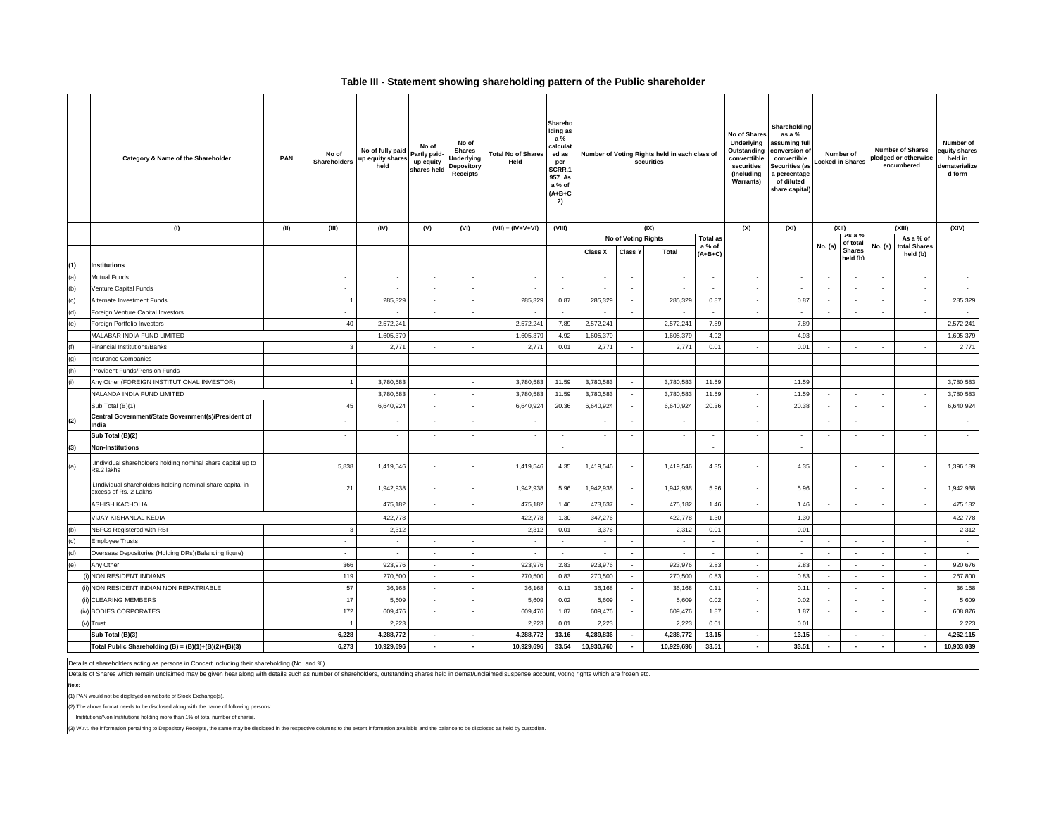# Table III - Statement showing shareholding pattern of the Public shareholder

| | Category & Name of the Shareholder | PAN | No of Shareholders | No of fully paid up equity shares held | No of Partly paid-up equity shares held | No of Shares Underlying Depository Receipts | Total No of Shares Held | Shareholding as a % calculated as per SCRR,1957 As a % of (A+B+C2) | Number of Voting Rights held in each class of securities | | | | No of Shares Underlying Outstanding converttible securities (Including Warrants) | Shareholding as a % assuming full conversion of convertible Securities (as a percentage of diluted share capital) | Number of Locked in Shares | | Number of Shares pledged or otherwise encumbered | | Number of equity shares held in dematerialized form |
|---|---|---|---|---|---|---|---|---|---|---|---|---|---|---|---|---|---|---|---|
| | (I) | (II) | (III) | (IV) | (V) | (VI) | (VII) = (IV+V+VI) | (VIII) | (IX) | | | | (X) | (XI) | (XII) | | (XIII) | | (XIV) |
| | | | | | | | | | No of Voting Rights | | | Total as a % of (A+B+C) | | | | | | | |
| | | | | | | | | | Class X | Class Y | Total | | | | No. (a) | As a % of total Shares held (b) | No. (a) | As a % of total Shares held (b) | |
| (1) | **Institutions** | | | | | | | | | | | | | | | | | | |
| (a) | Mutual Funds | | - | - | - | - | - | - | - | - | - | - | - | - | - | - | - | - | - |
| (b) | Venture Capital Funds | | - | - | - | - | - | - | - | - | - | - | - | - | - | - | - | - | - |
| (c) | Alternate Investment Funds | | 1 | 285,329 | - | - | 285,329 | 0.87 | 285,329 | - | 285,329 | 0.87 | - | 0.87 | - | - | - | - | 285,329 |
| (d) | Foreign Venture Capital Investors | | - | - | - | - | - | - | - | - | - | - | - | - | - | - | - | - | - |
| (e) | Foreign Portfolio Investors | | 40 | 2,572,241 | - | - | 2,572,241 | 7.89 | 2,572,241 | - | 2,572,241 | 7.89 | - | 7.89 | - | - | - | - | 2,572,241 |
| | MALABAR INDIA FUND LIMITED | | - | 1,605,379 | - | - | 1,605,379 | 4.92 | 1,605,379 | - | 1,605,379 | 4.92 | - | 4.93 | - | - | - | - | 1,605,379 |
| (f) | Financial Institutions/Banks | | 3 | 2,771 | - | - | 2,771 | 0.01 | 2,771 | - | 2,771 | 0.01 | - | 0.01 | - | - | - | - | 2,771 |
| (g) | Insurance Companies | | - | - | - | - | - | - | - | - | - | - | - | - | - | - | - | - | - |
| (h) | Provident Funds/Pension Funds | | - | - | - | - | - | - | - | - | - | - | - | - | - | - | - | - | - |
| (i) | Any Other (FOREIGN INSTITUTIONAL INVESTOR) | | 1 | 3,780,583 | | - | 3,780,583 | 11.59 | 3,780,583 | - | 3,780,583 | 11.59 | | 11.59 | | | | | 3,780,583 |
| | NALANDA INDIA FUND LIMITED | | | 3,780,583 | - | - | 3,780,583 | 11.59 | 3,780,583 | - | 3,780,583 | 11.59 | - | 11.59 | - | - | - | - | 3,780,583 |
| | Sub Total (B)(1) | | 45 | 6,640,924 | - | - | 6,640,924 | 20.36 | 6,640,924 | - | 6,640,924 | 20.36 | - | 20.38 | - | - | - | - | 6,640,924 |
| (2) | **Central Government/State Government(s)/President of India** | | - | - | - | - | - | - | - | - | - | - | - | - | - | - | - | - | - |
| | **Sub Total (B)(2)** | | - | - | - | - | - | - | - | - | - | - | - | - | - | - | - | - | - |
| (3) | **Non-Institutions** | | | | | | | - | | | | - | | - | | | | | |
| (a) | i.Individual shareholders holding nominal share capital up to Rs.2 lakhs | | 5,838 | 1,419,546 | - | - | 1,419,546 | 4.35 | 1,419,546 | - | 1,419,546 | 4.35 | - | 4.35 | | - | - | - | 1,396,189 |
| | ii.Individual shareholders holding nominal share capital in excess of Rs. 2 Lakhs | | 21 | 1,942,938 | - | - | 1,942,938 | 5.96 | 1,942,938 | - | 1,942,938 | 5.96 | - | 5.96 | | - | - | - | 1,942,938 |
| | ASHISH KACHOLIA | | | 475,182 | - | - | 475,182 | 1.46 | 473,637 | - | 475,182 | 1.46 | - | 1.46 | - | - | - | - | 475,182 |
| | VIJAY KISHANLAL KEDIA | | | 422,778 | - | - | 422,778 | 1.30 | 347,276 | - | 422,778 | 1.30 | - | 1.30 | - | - | - | - | 422,778 |
| (b) | NBFCs Registered with RBI | | 3 | 2,312 | - | - | 2,312 | 0.01 | 3,376 | - | 2,312 | 0.01 | - | 0.01 | - | - | - | - | 2,312 |
| (c) | Employee Trusts | | - | - | - | - | - | - | - | - | - | - | - | - | - | - | - | - | - |
| (d) | Overseas Depositories (Holding DRs)(Balancing figure) | | - | - | - | - | - | - | - | - | - | - | - | - | - | - | - | - | - |
| (e) | Any Other | | 366 | 923,976 | - | - | 923,976 | 2.83 | 923,976 | - | 923,976 | 2.83 | - | 2.83 | - | - | - | - | 920,676 |
| | (i) NON RESIDENT INDIANS | | 119 | 270,500 | - | - | 270,500 | 0.83 | 270,500 | - | 270,500 | 0.83 | - | 0.83 | - | - | - | - | 267,800 |
| | (ii) NON RESIDENT INDIAN NON REPATRIABLE | | 57 | 36,168 | - | - | 36,168 | 0.11 | 36,168 | - | 36,168 | 0.11 | - | 0.11 | - | - | - | - | 36,168 |
| | (ii) CLEARING MEMBERS | | 17 | 5,609 | - | - | 5,609 | 0.02 | 5,609 | - | 5,609 | 0.02 | - | 0.02 | - | - | - | - | 5,609 |
| | (iv) BODIES CORPORATES | | 172 | 609,476 | - | - | 609,476 | 1.87 | 609,476 | - | 609,476 | 1.87 | - | 1.87 | - | - | - | - | 608,876 |
| | (v) Trust | | 1 | 2,223 | | | 2,223 | 0.01 | 2,223 | | 2,223 | 0.01 | | 0.01 | | | | | 2,223 |
| | **Sub Total (B)(3)** | | **6,228** | **4,288,772** | **-** | **-** | **4,288,772** | **13.16** | **4,289,836** | **-** | **4,288,772** | **13.15** | **-** | **13.15** | **-** | **-** | **-** | **-** | **4,262,115** |
| | **Total Public Shareholding (B) = (B)(1)+(B)(2)+(B)(3)** | | **6,273** | **10,929,696** | **-** | **-** | **10,929,696** | **33.54** | **10,930,760** | **-** | **10,929,696** | **33.51** | **-** | **33.51** | **-** | **-** | **-** | **-** | **10,903,039** |

Details of shareholders acting as persons in Concert including their shareholding (No. and %)

Details of Shares which remain unclaimed may be given hear along with details such as number of shareholders, outstanding shares held in demat/unclaimed suspense account, voting rights which are frozen etc.

**Note:**

(1) PAN would not be displayed on website of Stock Exchange(s).

(2) The above format needs to be disclosed along with the name of following persons:

Institutions/Non Institutions holding more than 1% of total number of shares.

(3) W.r.t. the information pertaining to Depository Receipts, the same may be disclosed in the respective columns to the extent information available and the balance to be disclosed as held by custodian.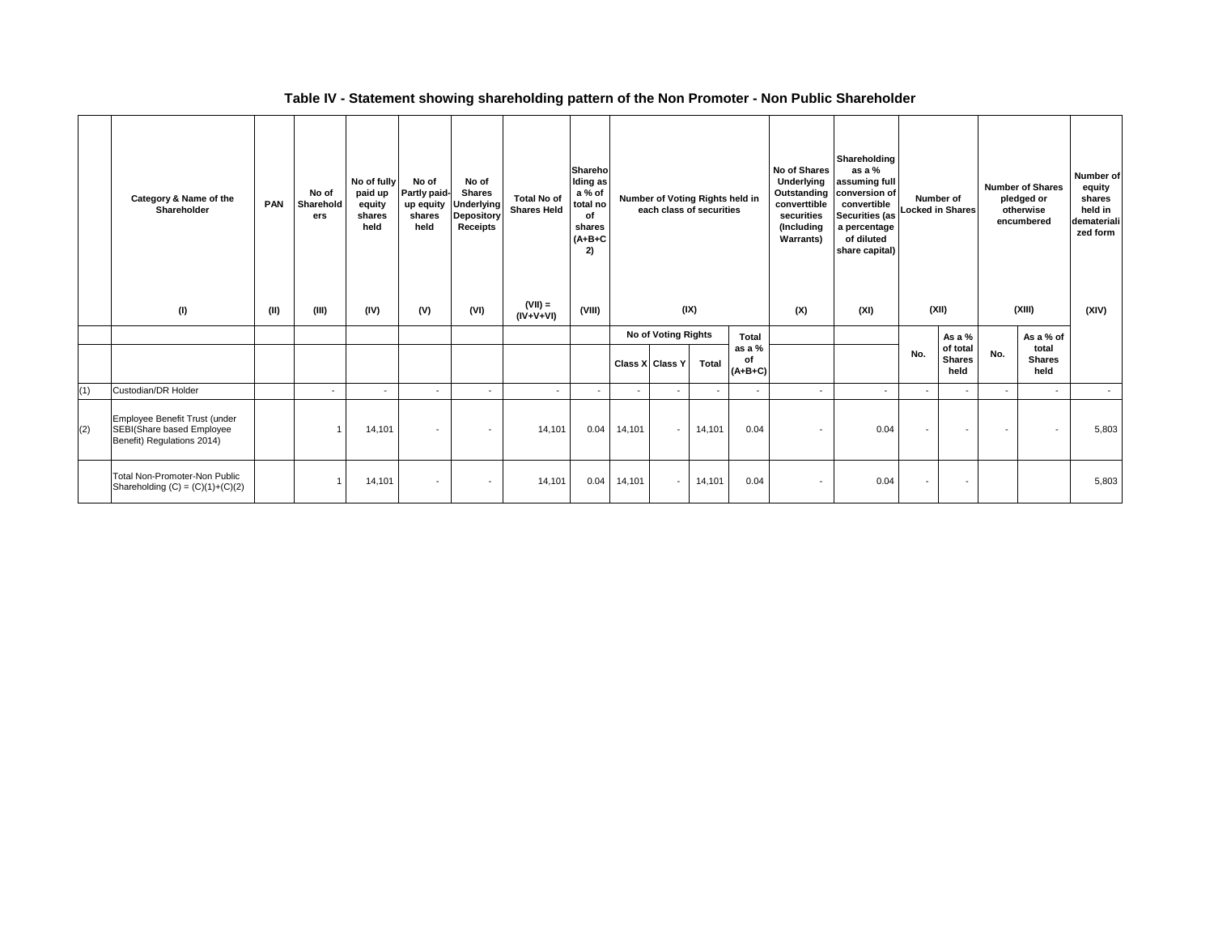## Table IV - Statement showing shareholding pattern of the Non Promoter - Non Public Shareholder

| | Category & Name of the Shareholder | PAN | No of Shareholders | No of fully paid up equity shares held | No of Partly paid-up equity shares held | No of Shares Underlying Depository Receipts | Total No of Shares Held | Shareholding as a % of total no of shares (A+B+C2) | Number of Voting Rights held in each class of securities | | | | No of Shares Underlying Outstanding converttible securities (Including Warrants) | Shareholding as a % assuming full conversion of convertible Securities (as a percentage of diluted share capital) | Number of Locked in Shares | | Number of Shares pledged or otherwise encumbered | | Number of equity shares held in dematerialized form |
|---|---|---|---|---|---|---|---|---|---|---|---|---|---|---|---|---|---|---|---|
| | (I) | (II) | (III) | (IV) | (V) | (VI) | (VII) = (IV+V+VI) | (VIII) | (IX) | | | | (X) | (XI) | (XII) | | (XIII) | | (XIV) |
| | | | | | | | | | No of Voting Rights | | | Total as a % of (A+B+C) | | | No. | As a % of total Shares held | No. | As a % of total Shares held | |
| | | | | | | | | | Class X | Class Y | Total | | | | | | | | |
| (1) | Custodian/DR Holder | | - | - | - | - | - | - | - | - | - | - | - | - | - | - | - | - | - |
| (2) | Employee Benefit Trust (under SEBI(Share based Employee Benefit) Regulations 2014) | | 1 | 14,101 | - | - | 14,101 | 0.04 | 14,101 | - | 14,101 | 0.04 | - | 0.04 | - | - | - | - | 5,803 |
| | Total Non-Promoter-Non Public Shareholding (C) = (C)(1)+(C)(2) | | 1 | 14,101 | - | - | 14,101 | 0.04 | 14,101 | - | 14,101 | 0.04 | - | 0.04 | - | - | | | 5,803 |